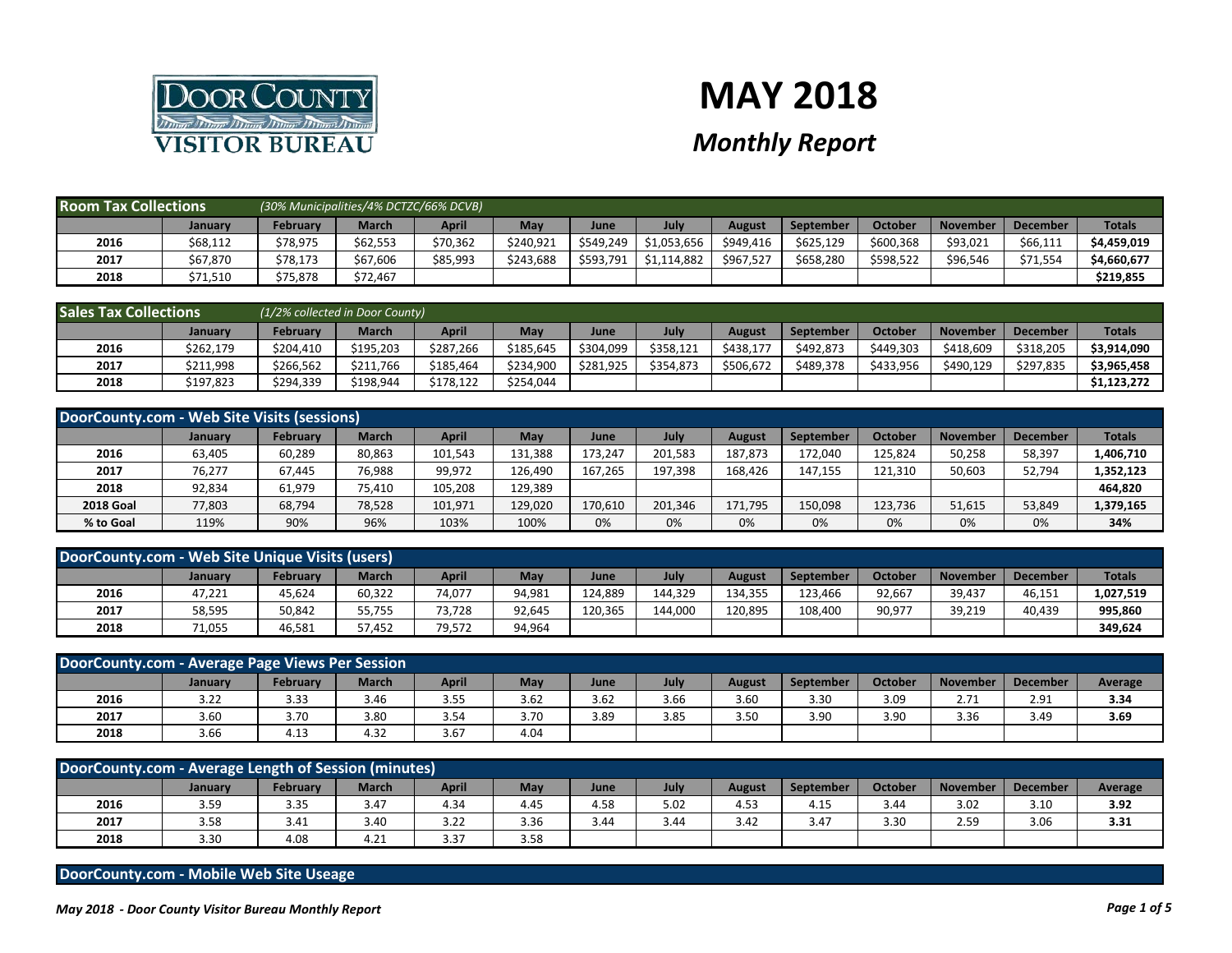# MAY 2018

## *Monthly Report*

### Room Tax Collections *(30% Municipalities/4% DCTZC/66% DCVB)*

| | January | February | March | April | May | June | July | August | September | October | November | December | Totals |
|---|---|---|---|---|---|---|---|---|---|---|---|---|---|
| 2016 | $68,112 | $78,975 | $62,553 | $70,362 | $240,921 | $549,249 | $1,053,656 | $949,416 | $625,129 | $600,368 | $93,021 | $66,111 | **$4,459,019** |
| 2017 | $67,870 | $78,173 | $67,606 | $85,993 | $243,688 | $593,791 | $1,114,882 | $967,527 | $658,280 | $598,522 | $96,546 | $71,554 | **$4,660,677** |
| 2018 | $71,510 | $75,878 | $72,467 | | | | | | | | | | **$219,855** |

### Sales Tax Collections *(1/2% collected in Door County)*

| | January | February | March | April | May | June | July | August | September | October | November | December | Totals |
|---|---|---|---|---|---|---|---|---|---|---|---|---|---|
| 2016 | $262,179 | $204,410 | $195,203 | $287,266 | $185,645 | $304,099 | $358,121 | $438,177 | $492,873 | $449,303 | $418,609 | $318,205 | **$3,914,090** |
| 2017 | $211,998 | $266,562 | $211,766 | $185,464 | $234,900 | $281,925 | $354,873 | $506,672 | $489,378 | $433,956 | $490,129 | $297,835 | **$3,965,458** |
| 2018 | $197,823 | $294,339 | $198,944 | $178,122 | $254,044 | | | | | | | | **$1,123,272** |

### DoorCounty.com - Web Site Visits (sessions)

| | January | February | March | April | May | June | July | August | September | October | November | December | Totals |
|---|---|---|---|---|---|---|---|---|---|---|---|---|---|
| 2016 | 63,405 | 60,289 | 80,863 | 101,543 | 131,388 | 173,247 | 201,583 | 187,873 | 172,040 | 125,824 | 50,258 | 58,397 | **1,406,710** |
| 2017 | 76,277 | 67,445 | 76,988 | 99,972 | 126,490 | 167,265 | 197,398 | 168,426 | 147,155 | 121,310 | 50,603 | 52,794 | **1,352,123** |
| 2018 | 92,834 | 61,979 | 75,410 | 105,208 | 129,389 | | | | | | | | **464,820** |
| 2018 Goal | 77,803 | 68,794 | 78,528 | 101,971 | 129,020 | 170,610 | 201,346 | 171,795 | 150,098 | 123,736 | 51,615 | 53,849 | **1,379,165** |
| % to Goal | 119% | 90% | 96% | 103% | 100% | 0% | 0% | 0% | 0% | 0% | 0% | 0% | **34%** |

### DoorCounty.com - Web Site Unique Visits (users)

| | January | February | March | April | May | June | July | August | September | October | November | December | Totals |
|---|---|---|---|---|---|---|---|---|---|---|---|---|---|
| 2016 | 47,221 | 45,624 | 60,322 | 74,077 | 94,981 | 124,889 | 144,329 | 134,355 | 123,466 | 92,667 | 39,437 | 46,151 | **1,027,519** |
| 2017 | 58,595 | 50,842 | 55,755 | 73,728 | 92,645 | 120,365 | 144,000 | 120,895 | 108,400 | 90,977 | 39,219 | 40,439 | **995,860** |
| 2018 | 71,055 | 46,581 | 57,452 | 79,572 | 94,964 | | | | | | | | **349,624** |

### DoorCounty.com - Average Page Views Per Session

| | January | February | March | April | May | June | July | August | September | October | November | December | Average |
|---|---|---|---|---|---|---|---|---|---|---|---|---|---|
| 2016 | 3.22 | 3.33 | 3.46 | 3.55 | 3.62 | 3.62 | 3.66 | 3.60 | 3.30 | 3.09 | 2.71 | 2.91 | **3.34** |
| 2017 | 3.60 | 3.70 | 3.80 | 3.54 | 3.70 | 3.89 | 3.85 | 3.50 | 3.90 | 3.90 | 3.36 | 3.49 | **3.69** |
| 2018 | 3.66 | 4.13 | 4.32 | 3.67 | 4.04 | | | | | | | | |

### DoorCounty.com - Average Length of Session (minutes)

| | January | February | March | April | May | June | July | August | September | October | November | December | Average |
|---|---|---|---|---|---|---|---|---|---|---|---|---|---|
| 2016 | 3.59 | 3.35 | 3.47 | 4.34 | 4.45 | 4.58 | 5.02 | 4.53 | 4.15 | 3.44 | 3.02 | 3.10 | **3.92** |
| 2017 | 3.58 | 3.41 | 3.40 | 3.22 | 3.36 | 3.44 | 3.44 | 3.42 | 3.47 | 3.30 | 2.59 | 3.06 | **3.31** |
| 2018 | 3.30 | 4.08 | 4.21 | 3.37 | 3.58 | | | | | | | | |

### DoorCounty.com - Mobile Web Site Useage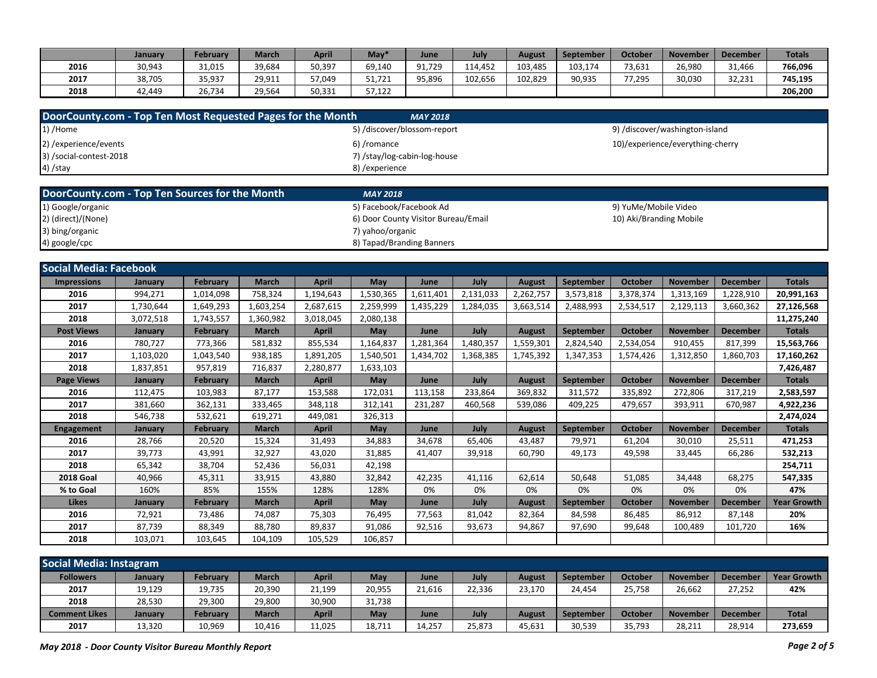| | January | February | March | April | May* | June | July | August | September | October | November | December | Totals |
|---|---|---|---|---|---|---|---|---|---|---|---|---|---|
| 2016 | 30,943 | 31,015 | 39,684 | 50,397 | 69,140 | 91,729 | 114,452 | 103,485 | 103,174 | 73,631 | 26,980 | 31,466 | 766,096 |
| 2017 | 38,705 | 35,937 | 29,911 | 57,049 | 51,721 | 95,896 | 102,656 | 102,829 | 90,935 | 77,295 | 30,030 | 32,231 | 745,195 |
| 2018 | 42,449 | 26,734 | 29,564 | 50,331 | 57,122 | | | | | | | | 206,200 |

## DoorCounty.com - Top Ten Most Requested Pages for the Month *MAY 2018*

1) /Home
2) /experience/events
3) /social-contest-2018
4) /stay
5) /discover/blossom-report
6) /romance
7) /stay/log-cabin-log-house
8) /experience
9) /discover/washington-island
10)/experience/everything-cherry

## DoorCounty.com - Top Ten Sources for the Month *MAY 2018*

1) Google/organic
2) (direct)/(None)
3) bing/organic
4) google/cpc
5) Facebook/Facebook Ad
6) Door County Visitor Bureau/Email
7) yahoo/organic
8) Tapad/Branding Banners
9) YuMe/Mobile Video
10) Aki/Branding Mobile

## Social Media: Facebook

| Impressions | January | February | March | April | May | June | July | August | September | October | November | December | Totals |
|---|---|---|---|---|---|---|---|---|---|---|---|---|---|
| 2016 | 994,271 | 1,014,098 | 758,324 | 1,194,643 | 1,530,365 | 1,611,401 | 2,131,033 | 2,262,757 | 3,573,818 | 3,378,374 | 1,313,169 | 1,228,910 | 20,991,163 |
| 2017 | 1,730,644 | 1,649,293 | 1,603,254 | 2,687,615 | 2,259,999 | 1,435,229 | 1,284,035 | 3,663,514 | 2,488,993 | 2,534,517 | 2,129,113 | 3,660,362 | 27,126,568 |
| 2018 | 3,072,518 | 1,743,557 | 1,360,982 | 3,018,045 | 2,080,138 | | | | | | | | 11,275,240 |
| **Post Views** | **January** | **February** | **March** | **April** | **May** | **June** | **July** | **August** | **September** | **October** | **November** | **December** | **Totals** |
| 2016 | 780,727 | 773,366 | 581,832 | 855,534 | 1,164,837 | 1,281,364 | 1,480,357 | 1,559,301 | 2,824,540 | 2,534,054 | 910,455 | 817,399 | 15,563,766 |
| 2017 | 1,103,020 | 1,043,540 | 938,185 | 1,891,205 | 1,540,501 | 1,434,702 | 1,368,385 | 1,745,392 | 1,347,353 | 1,574,426 | 1,312,850 | 1,860,703 | 17,160,262 |
| 2018 | 1,837,851 | 957,819 | 716,837 | 2,280,877 | 1,633,103 | | | | | | | | 7,426,487 |
| **Page Views** | **January** | **February** | **March** | **April** | **May** | **June** | **July** | **August** | **September** | **October** | **November** | **December** | **Totals** |
| 2016 | 112,475 | 103,983 | 87,177 | 153,588 | 172,031 | 113,158 | 233,864 | 369,832 | 311,572 | 335,892 | 272,806 | 317,219 | 2,583,597 |
| 2017 | 381,660 | 362,131 | 333,465 | 348,118 | 312,141 | 231,287 | 460,568 | 539,086 | 409,225 | 479,657 | 393,911 | 670,987 | 4,922,236 |
| 2018 | 546,738 | 532,621 | 619,271 | 449,081 | 326,313 | | | | | | | | 2,474,024 |
| **Engagement** | **January** | **February** | **March** | **April** | **May** | **June** | **July** | **August** | **September** | **October** | **November** | **December** | **Totals** |
| 2016 | 28,766 | 20,520 | 15,324 | 31,493 | 34,883 | 34,678 | 65,406 | 43,487 | 79,971 | 61,204 | 30,010 | 25,511 | 471,253 |
| 2017 | 39,773 | 43,991 | 32,927 | 43,020 | 31,885 | 41,407 | 39,918 | 60,790 | 49,173 | 49,598 | 33,445 | 66,286 | 532,213 |
| 2018 | 65,342 | 38,704 | 52,436 | 56,031 | 42,198 | | | | | | | | 254,711 |
| 2018 Goal | 40,966 | 45,311 | 33,915 | 43,880 | 32,842 | 42,235 | 41,116 | 62,614 | 50,648 | 51,085 | 34,448 | 68,275 | 547,335 |
| % to Goal | 160% | 85% | 155% | 128% | 128% | 0% | 0% | 0% | 0% | 0% | 0% | 0% | 47% |
| **Likes** | **January** | **February** | **March** | **April** | **May** | **June** | **July** | **August** | **September** | **October** | **November** | **December** | **Year Growth** |
| 2016 | 72,921 | 73,486 | 74,087 | 75,303 | 76,495 | 77,563 | 81,042 | 82,364 | 84,598 | 86,485 | 86,912 | 87,148 | 20% |
| 2017 | 87,739 | 88,349 | 88,780 | 89,837 | 91,086 | 92,516 | 93,673 | 94,867 | 97,690 | 99,648 | 100,489 | 101,720 | 16% |
| 2018 | 103,071 | 103,645 | 104,109 | 105,529 | 106,857 | | | | | | | | |

## Social Media: Instagram

| Followers | January | February | March | April | May | June | July | August | September | October | November | December | Year Growth |
|---|---|---|---|---|---|---|---|---|---|---|---|---|---|
| 2017 | 19,129 | 19,735 | 20,390 | 21,199 | 20,955 | 21,616 | 22,336 | 23,170 | 24,454 | 25,758 | 26,662 | 27,252 | 42% |
| 2018 | 28,530 | 29,300 | 29,800 | 30,900 | 31,738 | | | | | | | | |
| **Comment Likes** | **January** | **February** | **March** | **April** | **May** | **June** | **July** | **August** | **September** | **October** | **November** | **December** | **Total** |
| 2017 | 13,320 | 10,969 | 10,416 | 11,025 | 18,711 | 14,257 | 25,873 | 45,631 | 30,539 | 35,793 | 28,211 | 28,914 | 273,659 |

*May 2018 - Door County Visitor Bureau Monthly Report*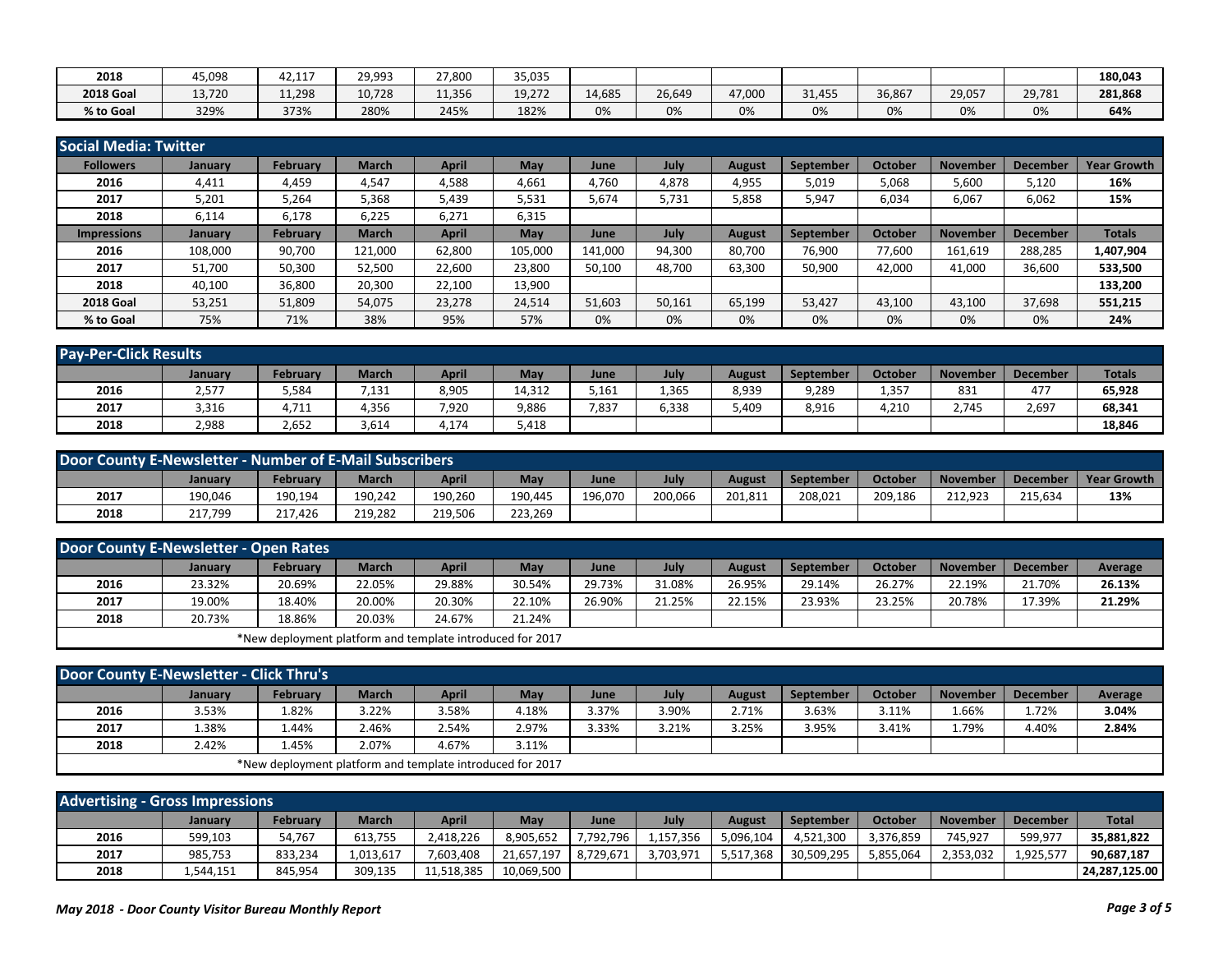| | | | | | | | | | | | | | |
|---|---|---|---|---|---|---|---|---|---|---|---|---|---|
| **2018** | 45,098 | 42,117 | 29,993 | 27,800 | 35,035 | | | | | | | | **180,043** |
| **2018 Goal** | 13,720 | 11,298 | 10,728 | 11,356 | 19,272 | 14,685 | 26,649 | 47,000 | 31,455 | 36,867 | 29,057 | 29,781 | **281,868** |
| **% to Goal** | 329% | 373% | 280% | 245% | 182% | 0% | 0% | 0% | 0% | 0% | 0% | 0% | **64%** |

## Social Media: Twitter

| Followers | January | February | March | April | May | June | July | August | September | October | November | December | Year Growth |
|---|---|---|---|---|---|---|---|---|---|---|---|---|---|
| **2016** | 4,411 | 4,459 | 4,547 | 4,588 | 4,661 | 4,760 | 4,878 | 4,955 | 5,019 | 5,068 | 5,600 | 5,120 | **16%** |
| **2017** | 5,201 | 5,264 | 5,368 | 5,439 | 5,531 | 5,674 | 5,731 | 5,858 | 5,947 | 6,034 | 6,067 | 6,062 | **15%** |
| **2018** | 6,114 | 6,178 | 6,225 | 6,271 | 6,315 | | | | | | | | |
| **Impressions** | **January** | **February** | **March** | **April** | **May** | **June** | **July** | **August** | **September** | **October** | **November** | **December** | **Totals** |
| **2016** | 108,000 | 90,700 | 121,000 | 62,800 | 105,000 | 141,000 | 94,300 | 80,700 | 76,900 | 77,600 | 161,619 | 288,285 | **1,407,904** |
| **2017** | 51,700 | 50,300 | 52,500 | 22,600 | 23,800 | 50,100 | 48,700 | 63,300 | 50,900 | 42,000 | 41,000 | 36,600 | **533,500** |
| **2018** | 40,100 | 36,800 | 20,300 | 22,100 | 13,900 | | | | | | | | **133,200** |
| **2018 Goal** | 53,251 | 51,809 | 54,075 | 23,278 | 24,514 | 51,603 | 50,161 | 65,199 | 53,427 | 43,100 | 43,100 | 37,698 | **551,215** |
| **% to Goal** | 75% | 71% | 38% | 95% | 57% | 0% | 0% | 0% | 0% | 0% | 0% | 0% | **24%** |

## Pay-Per-Click Results

| | January | February | March | April | May | June | July | August | September | October | November | December | Totals |
|---|---|---|---|---|---|---|---|---|---|---|---|---|---|
| **2016** | 2,577 | 5,584 | 7,131 | 8,905 | 14,312 | 5,161 | 1,365 | 8,939 | 9,289 | 1,357 | 831 | 477 | **65,928** |
| **2017** | 3,316 | 4,711 | 4,356 | 7,920 | 9,886 | 7,837 | 6,338 | 5,409 | 8,916 | 4,210 | 2,745 | 2,697 | **68,341** |
| **2018** | 2,988 | 2,652 | 3,614 | 4,174 | 5,418 | | | | | | | | **18,846** |

## Door County E-Newsletter - Number of E-Mail Subscribers

| | January | February | March | April | May | June | July | August | September | October | November | December | Year Growth |
|---|---|---|---|---|---|---|---|---|---|---|---|---|---|
| **2017** | 190,046 | 190,194 | 190,242 | 190,260 | 190,445 | 196,070 | 200,066 | 201,811 | 208,021 | 209,186 | 212,923 | 215,634 | **13%** |
| **2018** | 217,799 | 217,426 | 219,282 | 219,506 | 223,269 | | | | | | | | |

## Door County E-Newsletter - Open Rates

| | January | February | March | April | May | June | July | August | September | October | November | December | Average |
|---|---|---|---|---|---|---|---|---|---|---|---|---|---|
| **2016** | 23.32% | 20.69% | 22.05% | 29.88% | 30.54% | 29.73% | 31.08% | 26.95% | 29.14% | 26.27% | 22.19% | 21.70% | **26.13%** |
| **2017** | 19.00% | 18.40% | 20.00% | 20.30% | 22.10% | 26.90% | 21.25% | 22.15% | 23.93% | 23.25% | 20.78% | 17.39% | **21.29%** |
| **2018** | 20.73% | 18.86% | 20.03% | 24.67% | 21.24% | | | | | | | | |

*New deployment platform and template introduced for 2017

## Door County E-Newsletter - Click Thru's

| | January | February | March | April | May | June | July | August | September | October | November | December | Average |
|---|---|---|---|---|---|---|---|---|---|---|---|---|---|
| **2016** | 3.53% | 1.82% | 3.22% | 3.58% | 4.18% | 3.37% | 3.90% | 2.71% | 3.63% | 3.11% | 1.66% | 1.72% | **3.04%** |
| **2017** | 1.38% | 1.44% | 2.46% | 2.54% | 2.97% | 3.33% | 3.21% | 3.25% | 3.95% | 3.41% | 1.79% | 4.40% | **2.84%** |
| **2018** | 2.42% | 1.45% | 2.07% | 4.67% | 3.11% | | | | | | | | |

*New deployment platform and template introduced for 2017

## Advertising - Gross Impressions

| | January | February | March | April | May | June | July | August | September | October | November | December | Total |
|---|---|---|---|---|---|---|---|---|---|---|---|---|---|
| **2016** | 599,103 | 54,767 | 613,755 | 2,418,226 | 8,905,652 | 7,792,796 | 1,157,356 | 5,096,104 | 4,521,300 | 3,376,859 | 745,927 | 599,977 | **35,881,822** |
| **2017** | 985,753 | 833,234 | 1,013,617 | 7,603,408 | 21,657,197 | 8,729,671 | 3,703,971 | 5,517,368 | 30,509,295 | 5,855,064 | 2,353,032 | 1,925,577 | **90,687,187** |
| **2018** | 1,544,151 | 845,954 | 309,135 | 11,518,385 | 10,069,500 | | | | | | | | **24,287,125.00** |

*May 2018 - Door County Visitor Bureau Monthly Report*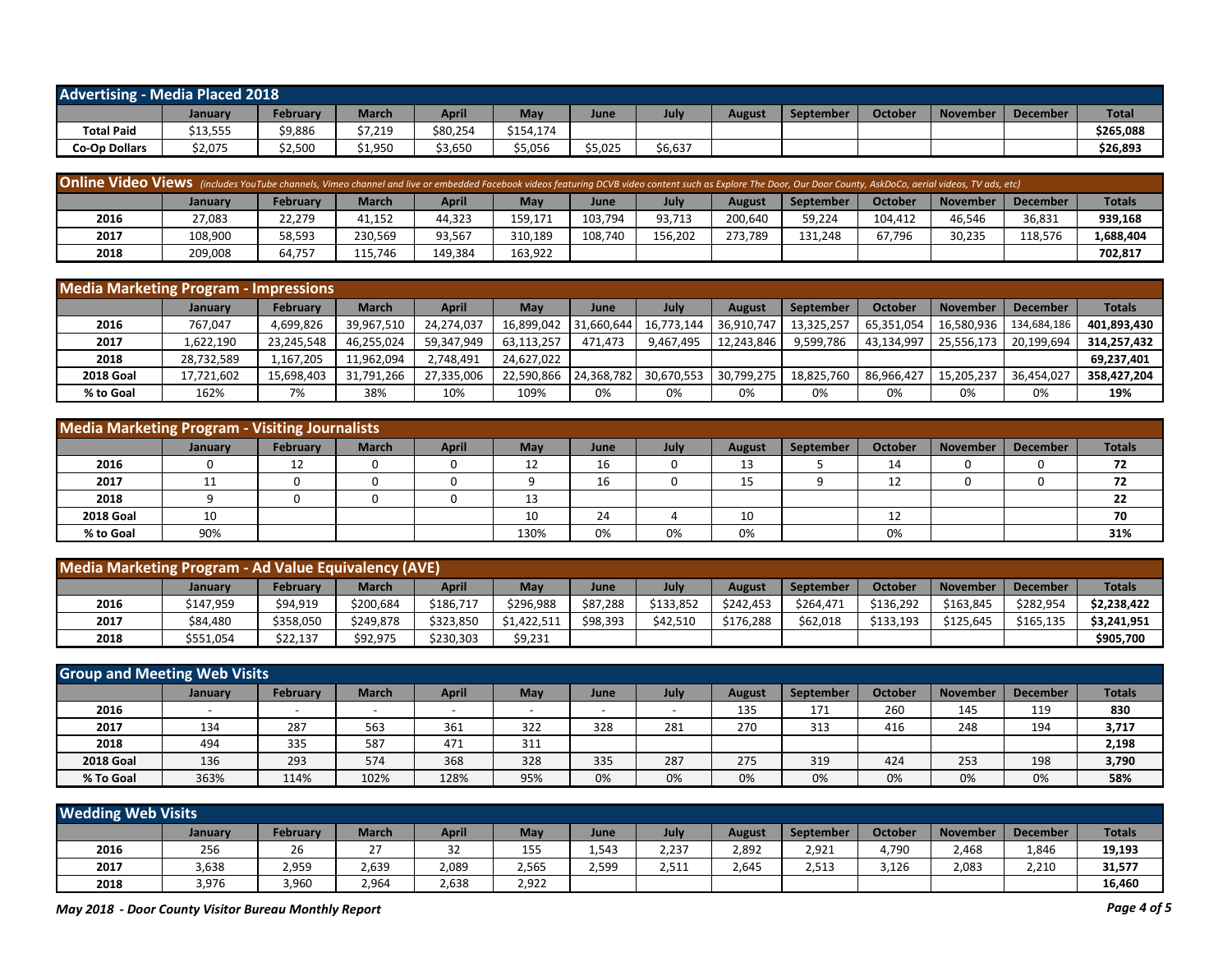## Advertising - Media Placed 2018

| | January | February | March | April | May | June | July | August | September | October | November | December | Total |
|---|---|---|---|---|---|---|---|---|---|---|---|---|---|
| **Total Paid** | $13,555 | $9,886 | $7,219 | $80,254 | $154,174 | | | | | | | | **$265,088** |
| **Co-Op Dollars** | $2,075 | $2,500 | $1,950 | $3,650 | $5,056 | $5,025 | $6,637 | | | | | | **$26,893** |

## Online Video Views *(includes YouTube channels, Vimeo channel and live or embedded Facebook videos featuring DCVB video content such as Explore The Door, Our Door County, AskDoCo, aerial videos, TV ads, etc)*

| | January | February | March | April | May | June | July | August | September | October | November | December | Totals |
|---|---|---|---|---|---|---|---|---|---|---|---|---|---|
| **2016** | 27,083 | 22,279 | 41,152 | 44,323 | 159,171 | 103,794 | 93,713 | 200,640 | 59,224 | 104,412 | 46,546 | 36,831 | **939,168** |
| **2017** | 108,900 | 58,593 | 230,569 | 93,567 | 310,189 | 108,740 | 156,202 | 273,789 | 131,248 | 67,796 | 30,235 | 118,576 | **1,688,404** |
| **2018** | 209,008 | 64,757 | 115,746 | 149,384 | 163,922 | | | | | | | | **702,817** |

## Media Marketing Program - Impressions

| | January | February | March | April | May | June | July | August | September | October | November | December | Totals |
|---|---|---|---|---|---|---|---|---|---|---|---|---|---|
| **2016** | 767,047 | 4,699,826 | 39,967,510 | 24,274,037 | 16,899,042 | 31,660,644 | 16,773,144 | 36,910,747 | 13,325,257 | 65,351,054 | 16,580,936 | 134,684,186 | **401,893,430** |
| **2017** | 1,622,190 | 23,245,548 | 46,255,024 | 59,347,949 | 63,113,257 | 471,473 | 9,467,495 | 12,243,846 | 9,599,786 | 43,134,997 | 25,556,173 | 20,199,694 | **314,257,432** |
| **2018** | 28,732,589 | 1,167,205 | 11,962,094 | 2,748,491 | 24,627,022 | | | | | | | | **69,237,401** |
| **2018 Goal** | 17,721,602 | 15,698,403 | 31,791,266 | 27,335,006 | 22,590,866 | 24,368,782 | 30,670,553 | 30,799,275 | 18,825,760 | 86,966,427 | 15,205,237 | 36,454,027 | **358,427,204** |
| **% to Goal** | 162% | 7% | 38% | 10% | 109% | 0% | 0% | 0% | 0% | 0% | 0% | 0% | **19%** |

## Media Marketing Program - Visiting Journalists

| | January | February | March | April | May | June | July | August | September | October | November | December | Totals |
|---|---|---|---|---|---|---|---|---|---|---|---|---|---|
| **2016** | 0 | 12 | 0 | 0 | 12 | 16 | 0 | 13 | 5 | 14 | 0 | 0 | **72** |
| **2017** | 11 | 0 | 0 | 0 | 9 | 16 | 0 | 15 | 9 | 12 | 0 | 0 | **72** |
| **2018** | 9 | 0 | 0 | 0 | 13 | | | | | | | | **22** |
| **2018 Goal** | 10 | | | | 10 | 24 | 4 | 10 | | 12 | | | **70** |
| **% to Goal** | 90% | | | | 130% | 0% | 0% | 0% | | 0% | | | **31%** |

## Media Marketing Program - Ad Value Equivalency (AVE)

| | January | February | March | April | May | June | July | August | September | October | November | December | Totals |
|---|---|---|---|---|---|---|---|---|---|---|---|---|---|
| **2016** | $147,959 | $94,919 | $200,684 | $186,717 | $296,988 | $87,288 | $133,852 | $242,453 | $264,471 | $136,292 | $163,845 | $282,954 | **$2,238,422** |
| **2017** | $84,480 | $358,050 | $249,878 | $323,850 | $1,422,511 | $98,393 | $42,510 | $176,288 | $62,018 | $133,193 | $125,645 | $165,135 | **$3,241,951** |
| **2018** | $551,054 | $22,137 | $92,975 | $230,303 | $9,231 | | | | | | | | **$905,700** |

## Group and Meeting Web Visits

| | January | February | March | April | May | June | July | August | September | October | November | December | Totals |
|---|---|---|---|---|---|---|---|---|---|---|---|---|---|
| **2016** | - | - | - | - | - | - | - | 135 | 171 | 260 | 145 | 119 | **830** |
| **2017** | 134 | 287 | 563 | 361 | 322 | 328 | 281 | 270 | 313 | 416 | 248 | 194 | **3,717** |
| **2018** | 494 | 335 | 587 | 471 | 311 | | | | | | | | **2,198** |
| **2018 Goal** | 136 | 293 | 574 | 368 | 328 | 335 | 287 | 275 | 319 | 424 | 253 | 198 | **3,790** |
| **% To Goal** | 363% | 114% | 102% | 128% | 95% | 0% | 0% | 0% | 0% | 0% | 0% | 0% | **58%** |

## Wedding Web Visits

| | January | February | March | April | May | June | July | August | September | October | November | December | Totals |
|---|---|---|---|---|---|---|---|---|---|---|---|---|---|
| **2016** | 256 | 26 | 27 | 32 | 155 | 1,543 | 2,237 | 2,892 | 2,921 | 4,790 | 2,468 | 1,846 | **19,193** |
| **2017** | 3,638 | 2,959 | 2,639 | 2,089 | 2,565 | 2,599 | 2,511 | 2,645 | 2,513 | 3,126 | 2,083 | 2,210 | **31,577** |
| **2018** | 3,976 | 3,960 | 2,964 | 2,638 | 2,922 | | | | | | | | **16,460** |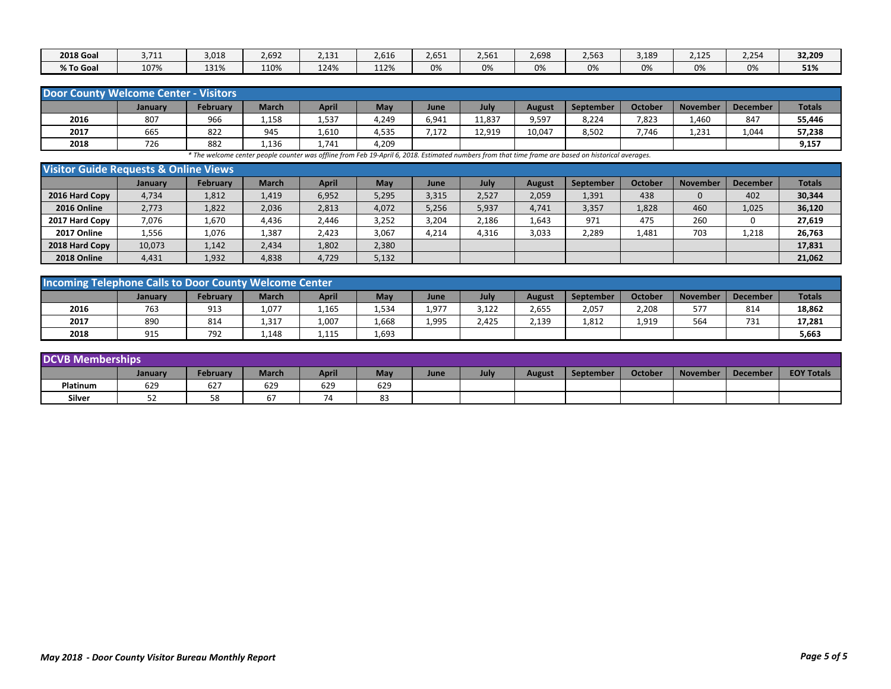| | | | | | | | | | | | | | |
|---|---|---|---|---|---|---|---|---|---|---|---|---|---|
| **2018 Goal** | 3,711 | 3,018 | 2,692 | 2,131 | 2,616 | 2,651 | 2,561 | 2,698 | 2,563 | 3,189 | 2,125 | 2,254 | **32,209** |
| **% To Goal** | 107% | 131% | 110% | 124% | 112% | 0% | 0% | 0% | 0% | 0% | 0% | 0% | **51%** |

## Door County Welcome Center - Visitors

| | January | February | March | April | May | June | July | August | September | October | November | December | Totals |
|---|---|---|---|---|---|---|---|---|---|---|---|---|---|
| **2016** | 807 | 966 | 1,158 | 1,537 | 4,249 | 6,941 | 11,837 | 9,597 | 8,224 | 7,823 | 1,460 | 847 | **55,446** |
| **2017** | 665 | 822 | 945 | 1,610 | 4,535 | 7,172 | 12,919 | 10,047 | 8,502 | 7,746 | 1,231 | 1,044 | **57,238** |
| **2018** | 726 | 882 | 1,136 | 1,741 | 4,209 | | | | | | | | **9,157** |

*\* The welcome center people counter was offline from Feb 19-April 6, 2018. Estimated numbers from that time frame are based on historical averages.*

## Visitor Guide Requests & Online Views

| | January | February | March | April | May | June | July | August | September | October | November | December | Totals |
|---|---|---|---|---|---|---|---|---|---|---|---|---|---|
| **2016 Hard Copy** | 4,734 | 1,812 | 1,419 | 6,952 | 5,295 | 3,315 | 2,527 | 2,059 | 1,391 | 438 | 0 | 402 | **30,344** |
| **2016 Online** | 2,773 | 1,822 | 2,036 | 2,813 | 4,072 | 5,256 | 5,937 | 4,741 | 3,357 | 1,828 | 460 | 1,025 | **36,120** |
| **2017 Hard Copy** | 7,076 | 1,670 | 4,436 | 2,446 | 3,252 | 3,204 | 2,186 | 1,643 | 971 | 475 | 260 | 0 | **27,619** |
| **2017 Online** | 1,556 | 1,076 | 1,387 | 2,423 | 3,067 | 4,214 | 4,316 | 3,033 | 2,289 | 1,481 | 703 | 1,218 | **26,763** |
| **2018 Hard Copy** | 10,073 | 1,142 | 2,434 | 1,802 | 2,380 | | | | | | | | **17,831** |
| **2018 Online** | 4,431 | 1,932 | 4,838 | 4,729 | 5,132 | | | | | | | | **21,062** |

## Incoming Telephone Calls to Door County Welcome Center

| | January | February | March | April | May | June | July | August | September | October | November | December | Totals |
|---|---|---|---|---|---|---|---|---|---|---|---|---|---|
| **2016** | 763 | 913 | 1,077 | 1,165 | 1,534 | 1,977 | 3,122 | 2,655 | 2,057 | 2,208 | 577 | 814 | **18,862** |
| **2017** | 890 | 814 | 1,317 | 1,007 | 1,668 | 1,995 | 2,425 | 2,139 | 1,812 | 1,919 | 564 | 731 | **17,281** |
| **2018** | 915 | 792 | 1,148 | 1,115 | 1,693 | | | | | | | | **5,663** |

## DCVB Memberships

| | January | February | March | April | May | June | July | August | September | October | November | December | EOY Totals |
|---|---|---|---|---|---|---|---|---|---|---|---|---|---|
| **Platinum** | 629 | 627 | 629 | 629 | 629 | | | | | | | | |
| **Silver** | 52 | 58 | 67 | 74 | 83 | | | | | | | | |